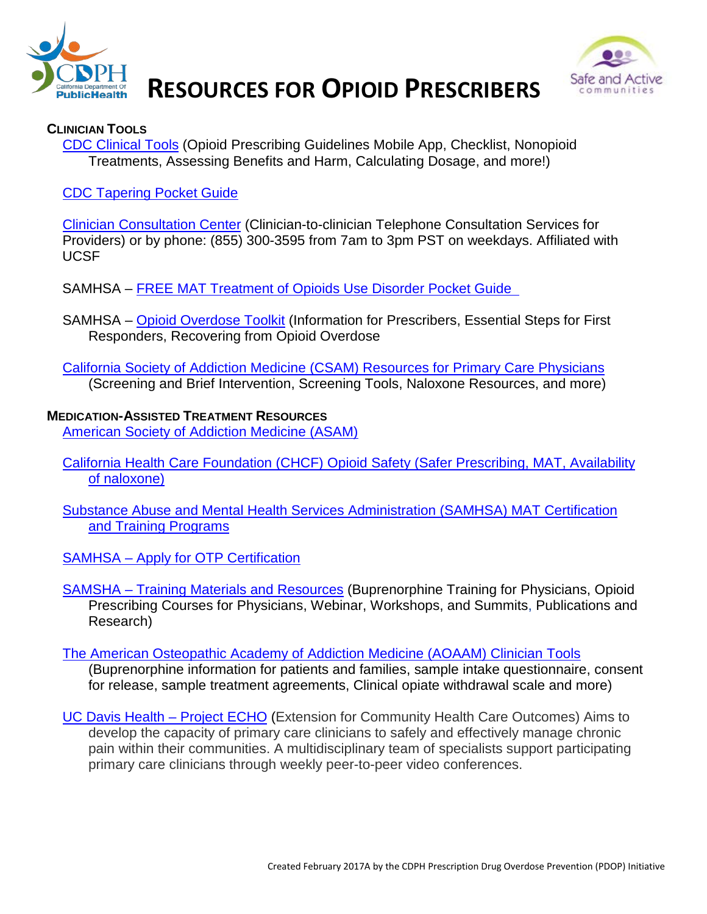# RESOURCES FOR OPIOID PRESCRIBERS

## CLINICIAN TOOLS

CDC Clinical Tools (Opioid Prescribing Guidelines Mobile App, Checklist, Nonopioid Treatments, Assessing Benefits and Harm, Calculating Dosage, and more!)

CDC Tapering Pocket Guide

Clinician Consultation Center (Clinician-to-clinician Telephone Consultation Services for Providers) or by phone: (855) 300-3595 from 7am to 3pm PST on weekdays. Affiliated with UCSF

SAMHSA – FREE MAT Treatment of Opioids Use Disorder Pocket Guide

SAMHSA – Opioid Overdose Toolkit (Information for Prescribers, Essential Steps for First Responders, Recovering from Opioid Overdose

California Society of Addiction Medicine (CSAM) Resources for Primary Care Physicians (Screening and Brief Intervention, Screening Tools, Naloxone Resources, and more)

## MEDICATION-ASSISTED TREATMENT RESOURCES

American Society of Addiction Medicine (ASAM)

California Health Care Foundation (CHCF) Opioid Safety (Safer Prescribing, MAT, Availability of naloxone)

Substance Abuse and Mental Health Services Administration (SAMHSA) MAT Certification and Training Programs

SAMHSA – Apply for OTP Certification

SAMSHA – Training Materials and Resources (Buprenorphine Training for Physicians, Opioid Prescribing Courses for Physicians, Webinar, Workshops, and Summits, Publications and Research)

The American Osteopathic Academy of Addiction Medicine (AOAAM) Clinician Tools (Buprenorphine information for patients and families, sample intake questionnaire, consent for release, sample treatment agreements, Clinical opiate withdrawal scale and more)

UC Davis Health – Project ECHO (Extension for Community Health Care Outcomes) Aims to develop the capacity of primary care clinicians to safely and effectively manage chronic pain within their communities. A multidisciplinary team of specialists support participating primary care clinicians through weekly peer-to-peer video conferences.

Created February 2017A by the CDPH Prescription Drug Overdose Prevention (PDOP) Initiative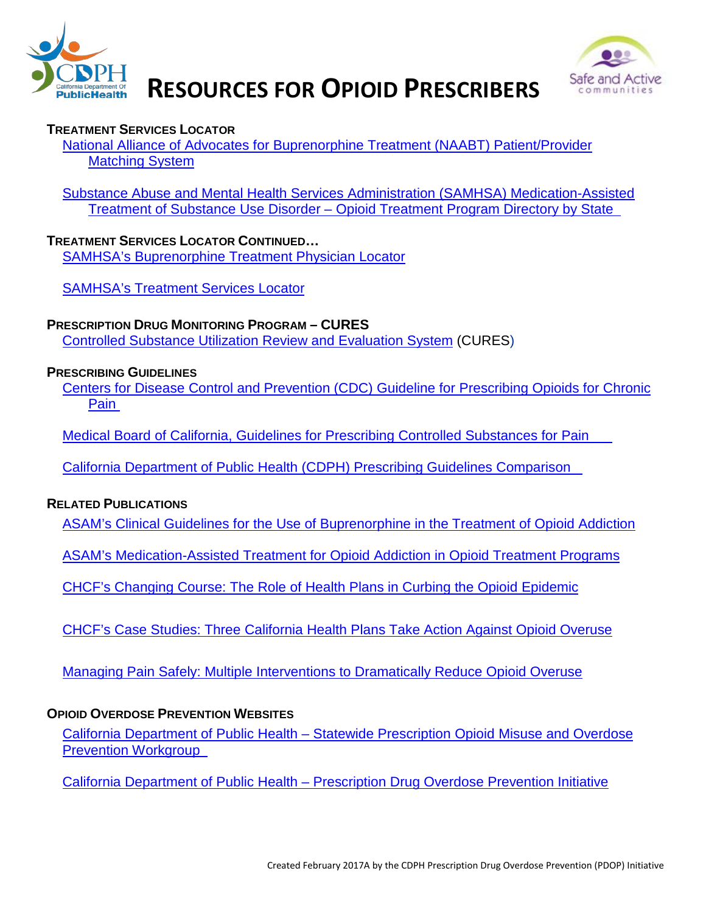# Resources for Opioid Prescribers

## Treatment Services Locator

National Alliance of Advocates for Buprenorphine Treatment (NAABT) Patient/Provider Matching System

Substance Abuse and Mental Health Services Administration (SAMHSA) Medication-Assisted Treatment of Substance Use Disorder – Opioid Treatment Program Directory by State

## Treatment Services Locator Continued…

SAMHSA's Buprenorphine Treatment Physician Locator

SAMHSA's Treatment Services Locator

## Prescription Drug Monitoring Program – CURES

Controlled Substance Utilization Review and Evaluation System (CURES)

## Prescribing Guidelines

Centers for Disease Control and Prevention (CDC) Guideline for Prescribing Opioids for Chronic Pain

Medical Board of California, Guidelines for Prescribing Controlled Substances for Pain

California Department of Public Health (CDPH) Prescribing Guidelines Comparison

## Related Publications

ASAM's Clinical Guidelines for the Use of Buprenorphine in the Treatment of Opioid Addiction

ASAM's Medication-Assisted Treatment for Opioid Addiction in Opioid Treatment Programs

CHCF's Changing Course: The Role of Health Plans in Curbing the Opioid Epidemic

CHCF's Case Studies: Three California Health Plans Take Action Against Opioid Overuse

Managing Pain Safely: Multiple Interventions to Dramatically Reduce Opioid Overuse

## Opioid Overdose Prevention Websites

California Department of Public Health – Statewide Prescription Opioid Misuse and Overdose Prevention Workgroup

California Department of Public Health – Prescription Drug Overdose Prevention Initiative

Created February 2017A by the CDPH Prescription Drug Overdose Prevention (PDOP) Initiative